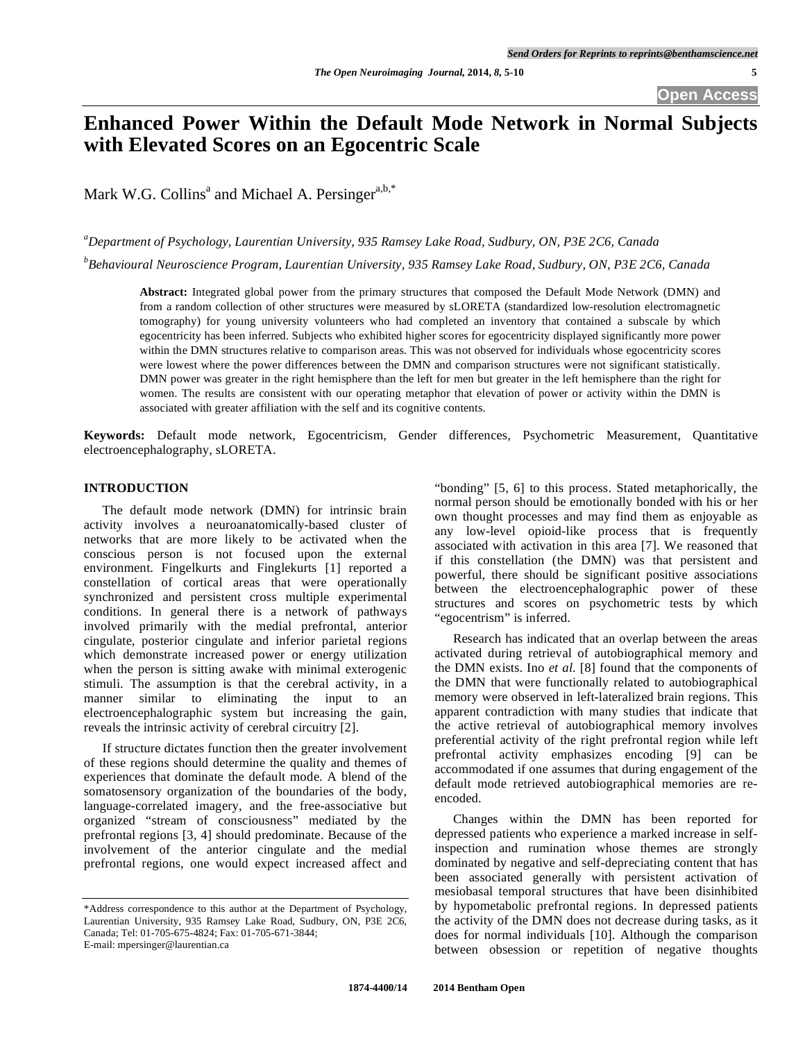# Enhanced Power Within the Default Mode Network in Normal Subjects with Elevated Scores on an Egocentric Scale

Mark W.G. Collins[a] and Michael A. Persinger[a,b,*]

[a]*Department of Psychology, Laurentian University, 935 Ramsey Lake Road, Sudbury, ON, P3E 2C6, Canada*

[b]*Behavioural Neuroscience Program, Laurentian University, 935 Ramsey Lake Road, Sudbury, ON, P3E 2C6, Canada*

**Abstract:** Integrated global power from the primary structures that composed the Default Mode Network (DMN) and from a random collection of other structures were measured by sLORETA (standardized low-resolution electromagnetic tomography) for young university volunteers who had completed an inventory that contained a subscale by which egocentricity has been inferred. Subjects who exhibited higher scores for egocentricity displayed significantly more power within the DMN structures relative to comparison areas. This was not observed for individuals whose egocentricity scores were lowest where the power differences between the DMN and comparison structures were not significant statistically. DMN power was greater in the right hemisphere than the left for men but greater in the left hemisphere than the right for women. The results are consistent with our operating metaphor that elevation of power or activity within the DMN is associated with greater affiliation with the self and its cognitive contents.

**Keywords:** Default mode network, Egocentricism, Gender differences, Psychometric Measurement, Quantitative electroencephalography, sLORETA.

## INTRODUCTION

The default mode network (DMN) for intrinsic brain activity involves a neuroanatomically-based cluster of networks that are more likely to be activated when the conscious person is not focused upon the external environment. Fingelkurts and Finglekurts [1] reported a constellation of cortical areas that were operationally synchronized and persistent cross multiple experimental conditions. In general there is a network of pathways involved primarily with the medial prefrontal, anterior cingulate, posterior cingulate and inferior parietal regions which demonstrate increased power or energy utilization when the person is sitting awake with minimal exterogenic stimuli. The assumption is that the cerebral activity, in a manner similar to eliminating the input to an electroencephalographic system but increasing the gain, reveals the intrinsic activity of cerebral circuitry [2].

If structure dictates function then the greater involvement of these regions should determine the quality and themes of experiences that dominate the default mode. A blend of the somatosensory organization of the boundaries of the body, language-correlated imagery, and the free-associative but organized "stream of consciousness" mediated by the prefrontal regions [3, 4] should predominate. Because of the involvement of the anterior cingulate and the medial prefrontal regions, one would expect increased affect and "bonding" [5, 6] to this process. Stated metaphorically, the normal person should be emotionally bonded with his or her own thought processes and may find them as enjoyable as any low-level opioid-like process that is frequently associated with activation in this area [7]. We reasoned that if this constellation (the DMN) was that persistent and powerful, there should be significant positive associations between the electroencephalographic power of these structures and scores on psychometric tests by which "egocentrism" is inferred.

Research has indicated that an overlap between the areas activated during retrieval of autobiographical memory and the DMN exists. Ino *et al.* [8] found that the components of the DMN that were functionally related to autobiographical memory were observed in left-lateralized brain regions. This apparent contradiction with many studies that indicate that the active retrieval of autobiographical memory involves preferential activity of the right prefrontal region while left prefrontal activity emphasizes encoding [9] can be accommodated if one assumes that during engagement of the default mode retrieved autobiographical memories are re-encoded.

Changes within the DMN has been reported for depressed patients who experience a marked increase in self-inspection and rumination whose themes are strongly dominated by negative and self-depreciating content that has been associated generally with persistent activation of mesiobasal temporal structures that have been disinhibited by hypometabolic prefrontal regions. In depressed patients the activity of the DMN does not decrease during tasks, as it does for normal individuals [10]. Although the comparison between obsession or repetition of negative thoughts

*Address correspondence to this author at the Department of Psychology, Laurentian University, 935 Ramsey Lake Road, Sudbury, ON, P3E 2C6, Canada; Tel: 01-705-675-4824; Fax: 01-705-671-3844; E-mail: mpersinger@laurentian.ca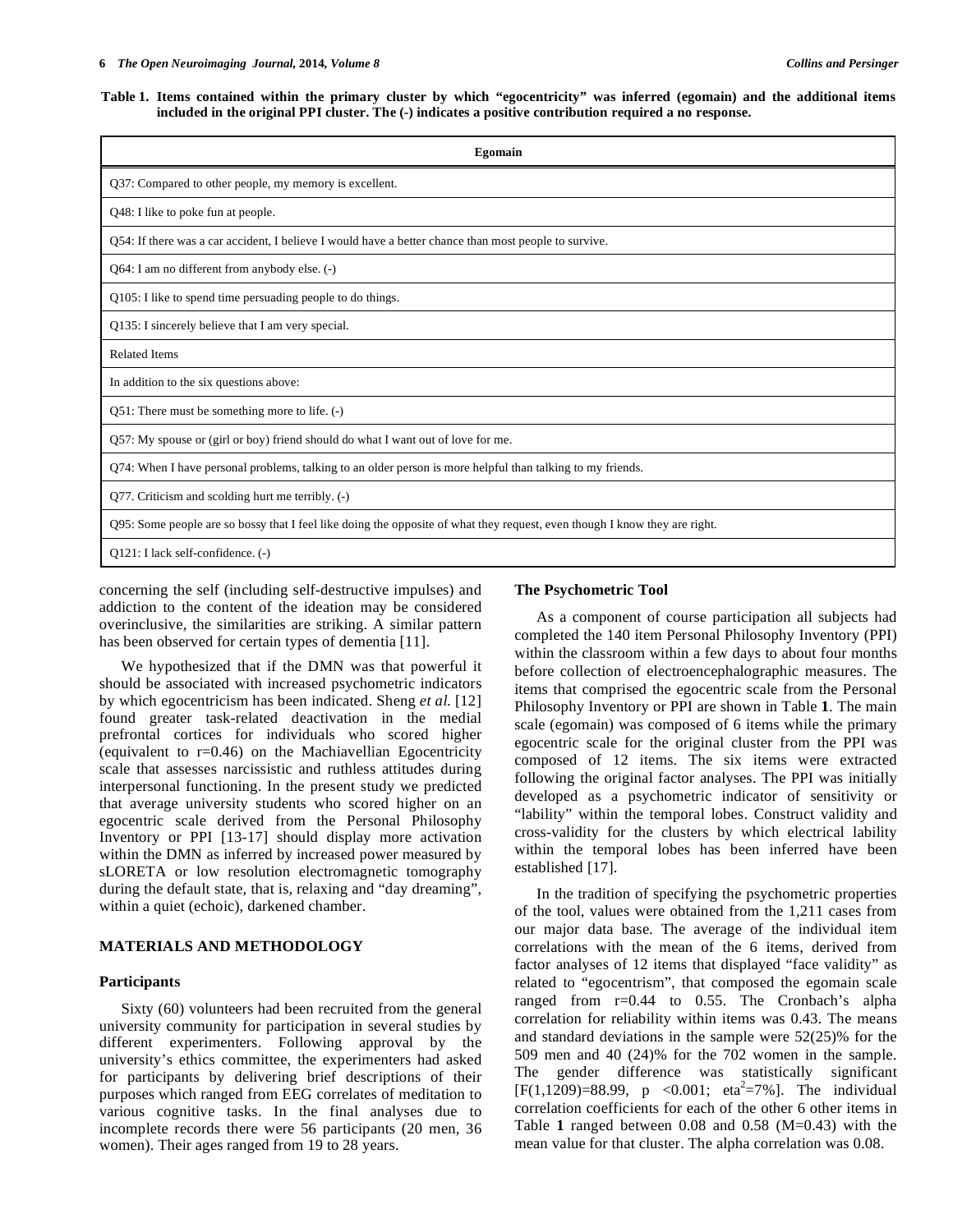**Table 1. Items contained within the primary cluster by which "egocentricity" was inferred (egomain) and the additional items included in the original PPI cluster. The (-) indicates a positive contribution required a no response.**

| Egomain |
|---|
| Q37: Compared to other people, my memory is excellent. |
| Q48: I like to poke fun at people. |
| Q54: If there was a car accident, I believe I would have a better chance than most people to survive. |
| Q64: I am no different from anybody else. (-) |
| Q105: I like to spend time persuading people to do things. |
| Q135: I sincerely believe that I am very special. |
| Related Items |
| In addition to the six questions above: |
| Q51: There must be something more to life. (-) |
| Q57: My spouse or (girl or boy) friend should do what I want out of love for me. |
| Q74: When I have personal problems, talking to an older person is more helpful than talking to my friends. |
| Q77. Criticism and scolding hurt me terribly. (-) |
| Q95: Some people are so bossy that I feel like doing the opposite of what they request, even though I know they are right. |
| Q121: I lack self-confidence. (-) |

concerning the self (including self-destructive impulses) and addiction to the content of the ideation may be considered overinclusive, the similarities are striking. A similar pattern has been observed for certain types of dementia [11].

We hypothesized that if the DMN was that powerful it should be associated with increased psychometric indicators by which egocentricism has been indicated. Sheng *et al.* [12] found greater task-related deactivation in the medial prefrontal cortices for individuals who scored higher (equivalent to r=0.46) on the Machiavellian Egocentricity scale that assesses narcissistic and ruthless attitudes during interpersonal functioning. In the present study we predicted that average university students who scored higher on an egocentric scale derived from the Personal Philosophy Inventory or PPI [13-17] should display more activation within the DMN as inferred by increased power measured by sLORETA or low resolution electromagnetic tomography during the default state, that is, relaxing and "day dreaming", within a quiet (echoic), darkened chamber.

## MATERIALS AND METHODOLOGY

### Participants

Sixty (60) volunteers had been recruited from the general university community for participation in several studies by different experimenters. Following approval by the university's ethics committee, the experimenters had asked for participants by delivering brief descriptions of their purposes which ranged from EEG correlates of meditation to various cognitive tasks. In the final analyses due to incomplete records there were 56 participants (20 men, 36 women). Their ages ranged from 19 to 28 years.

### The Psychometric Tool

As a component of course participation all subjects had completed the 140 item Personal Philosophy Inventory (PPI) within the classroom within a few days to about four months before collection of electroencephalographic measures. The items that comprised the egocentric scale from the Personal Philosophy Inventory or PPI are shown in Table **1**. The main scale (egomain) was composed of 6 items while the primary egocentric scale for the original cluster from the PPI was composed of 12 items. The six items were extracted following the original factor analyses. The PPI was initially developed as a psychometric indicator of sensitivity or "lability" within the temporal lobes. Construct validity and cross-validity for the clusters by which electrical lability within the temporal lobes has been inferred have been established [17].

In the tradition of specifying the psychometric properties of the tool, values were obtained from the 1,211 cases from our major data base. The average of the individual item correlations with the mean of the 6 items, derived from factor analyses of 12 items that displayed "face validity" as related to "egocentrism", that composed the egomain scale ranged from r=0.44 to 0.55. The Cronbach's alpha correlation for reliability within items was 0.43. The means and standard deviations in the sample were 52(25)% for the 509 men and 40 (24)% for the 702 women in the sample. The gender difference was statistically significant [$F(1,1209)=88.99$, $p<0.001$; $eta^2=7\%$]. The individual correlation coefficients for each of the other 6 other items in Table **1** ranged between 0.08 and 0.58 (M=0.43) with the mean value for that cluster. The alpha correlation was 0.08.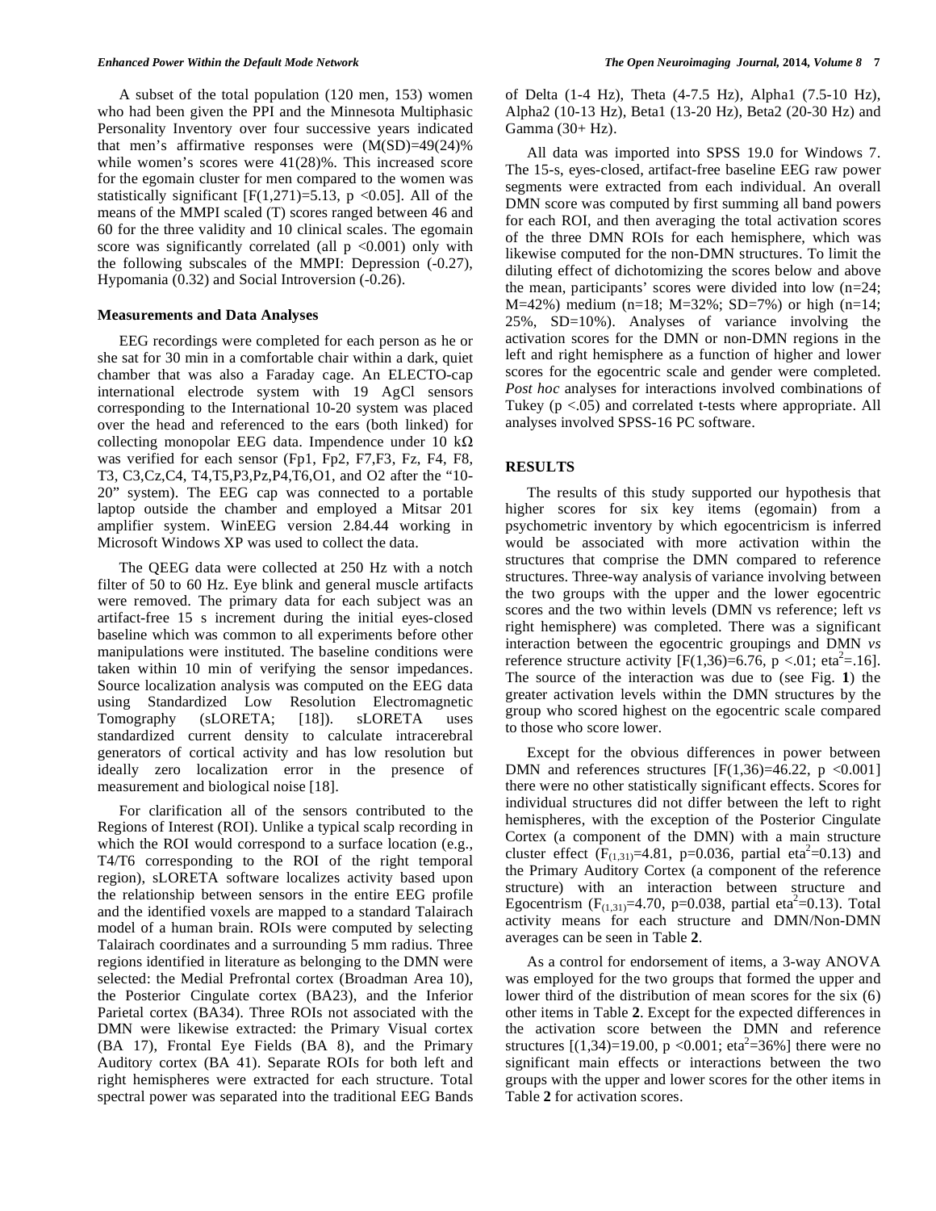A subset of the total population (120 men, 153) women who had been given the PPI and the Minnesota Multiphasic Personality Inventory over four successive years indicated that men's affirmative responses were (M(SD)=49(24)% while women's scores were 41(28)%. This increased score for the egomain cluster for men compared to the women was statistically significant [$F(1,271)=5.13$, $p<0.05$]. All of the means of the MMPI scaled (T) scores ranged between 46 and 60 for the three validity and 10 clinical scales. The egomain score was significantly correlated (all $p<0.001$) only with the following subscales of the MMPI: Depression (-0.27), Hypomania (0.32) and Social Introversion (-0.26).

### Measurements and Data Analyses

EEG recordings were completed for each person as he or she sat for 30 min in a comfortable chair within a dark, quiet chamber that was also a Faraday cage. An ELECTO-cap international electrode system with 19 AgCl sensors corresponding to the International 10-20 system was placed over the head and referenced to the ears (both linked) for collecting monopolar EEG data. Impendence under 10 kΩ was verified for each sensor (Fp1, Fp2, F7,F3, Fz, F4, F8, T3, C3,Cz,C4, T4,T5,P3,Pz,P4,T6,O1, and O2 after the "10-20" system). The EEG cap was connected to a portable laptop outside the chamber and employed a Mitsar 201 amplifier system. WinEEG version 2.84.44 working in Microsoft Windows XP was used to collect the data.

The QEEG data were collected at 250 Hz with a notch filter of 50 to 60 Hz. Eye blink and general muscle artifacts were removed. The primary data for each subject was an artifact-free 15 s increment during the initial eyes-closed baseline which was common to all experiments before other manipulations were instituted. The baseline conditions were taken within 10 min of verifying the sensor impedances. Source localization analysis was computed on the EEG data using Standardized Low Resolution Electromagnetic Tomography (sLORETA; [18]). sLORETA uses standardized current density to calculate intracerebral generators of cortical activity and has low resolution but ideally zero localization error in the presence of measurement and biological noise [18].

For clarification all of the sensors contributed to the Regions of Interest (ROI). Unlike a typical scalp recording in which the ROI would correspond to a surface location (e.g., T4/T6 corresponding to the ROI of the right temporal region), sLORETA software localizes activity based upon the relationship between sensors in the entire EEG profile and the identified voxels are mapped to a standard Talairach model of a human brain. ROIs were computed by selecting Talairach coordinates and a surrounding 5 mm radius. Three regions identified in literature as belonging to the DMN were selected: the Medial Prefrontal cortex (Broadman Area 10), the Posterior Cingulate cortex (BA23), and the Inferior Parietal cortex (BA34). Three ROIs not associated with the DMN were likewise extracted: the Primary Visual cortex (BA 17), Frontal Eye Fields (BA 8), and the Primary Auditory cortex (BA 41). Separate ROIs for both left and right hemispheres were extracted for each structure. Total spectral power was separated into the traditional EEG Bands of Delta (1-4 Hz), Theta (4-7.5 Hz), Alpha1 (7.5-10 Hz), Alpha2 (10-13 Hz), Beta1 (13-20 Hz), Beta2 (20-30 Hz) and Gamma (30+ Hz).

All data was imported into SPSS 19.0 for Windows 7. The 15-s, eyes-closed, artifact-free baseline EEG raw power segments were extracted from each individual. An overall DMN score was computed by first summing all band powers for each ROI, and then averaging the total activation scores of the three DMN ROIs for each hemisphere, which was likewise computed for the non-DMN structures. To limit the diluting effect of dichotomizing the scores below and above the mean, participants' scores were divided into low (n=24; M=42%) medium (n=18; M=32%; SD=7%) or high (n=14; 25%, SD=10%). Analyses of variance involving the activation scores for the DMN or non-DMN regions in the left and right hemisphere as a function of higher and lower scores for the egocentric scale and gender were completed. *Post hoc* analyses for interactions involved combinations of Tukey ($p<.05$) and correlated t-tests where appropriate. All analyses involved SPSS-16 PC software.

## RESULTS

The results of this study supported our hypothesis that higher scores for six key items (egomain) from a psychometric inventory by which egocentricism is inferred would be associated with more activation within the structures that comprise the DMN compared to reference structures. Three-way analysis of variance involving between the two groups with the upper and the lower egocentric scores and the two within levels (DMN vs reference; left *vs* right hemisphere) was completed. There was a significant interaction between the egocentric groupings and DMN *vs* reference structure activity [$F(1,36)=6.76$, $p<.01$; $eta^2=.16$]. The source of the interaction was due to (see Fig. **1**) the greater activation levels within the DMN structures by the group who scored highest on the egocentric scale compared to those who score lower.

Except for the obvious differences in power between DMN and references structures [$F(1,36)=46.22$, $p<0.001$] there were no other statistically significant effects. Scores for individual structures did not differ between the left to right hemispheres, with the exception of the Posterior Cingulate Cortex (a component of the DMN) with a main structure cluster effect ($F_{(1,31)}=4.81$, $p=0.036$, partial $eta^2=0.13$) and the Primary Auditory Cortex (a component of the reference structure) with an interaction between structure and Egocentrism ($F_{(1,31)}=4.70$, $p=0.038$, partial $eta^2=0.13$). Total activity means for each structure and DMN/Non-DMN averages can be seen in Table **2**.

As a control for endorsement of items, a 3-way ANOVA was employed for the two groups that formed the upper and lower third of the distribution of mean scores for the six (6) other items in Table **2**. Except for the expected differences in the activation score between the DMN and reference structures [$(1,34)=19.00$, $p<0.001$; $eta^2=36\%$] there were no significant main effects or interactions between the two groups with the upper and lower scores for the other items in Table **2** for activation scores.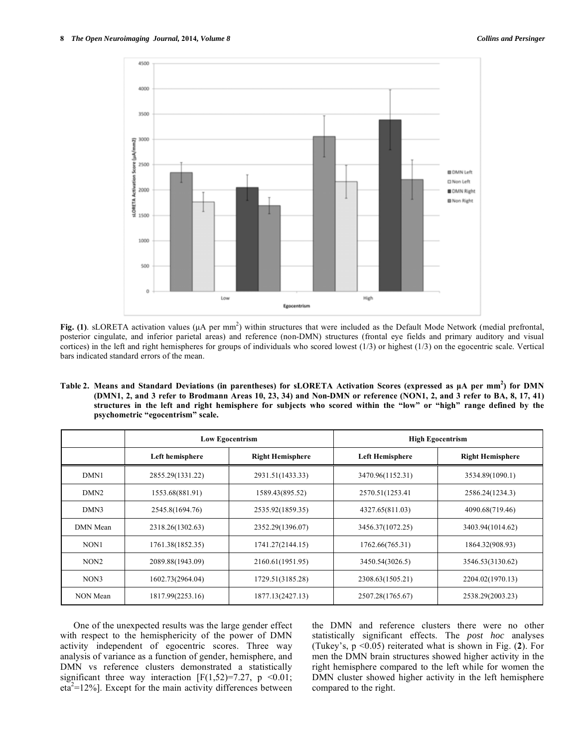**Fig. (1)**. sLORETA activation values (μA per $mm^2$) within structures that were included as the Default Mode Network (medial prefrontal, posterior cingulate, and inferior parietal areas) and reference (non-DMN) structures (frontal eye fields and primary auditory and visual cortices) in the left and right hemispheres for groups of individuals who scored lowest (1/3) or highest (1/3) on the egocentric scale. Vertical bars indicated standard errors of the mean.

**Table 2. Means and Standard Deviations (in parentheses) for sLORETA Activation Scores (expressed as μA per $mm^2$) for DMN (DMN1, 2, and 3 refer to Brodmann Areas 10, 23, 34) and Non-DMN or reference (NON1, 2, and 3 refer to BA, 8, 17, 41) structures in the left and right hemisphere for subjects who scored within the "low" or "high" range defined by the psychometric "egocentrism" scale.**

| | Low Egocentrism | | High Egocentrism | |
|---|---|---|---|---|
| | Left hemisphere | Right Hemisphere | Left Hemisphere | Right Hemisphere |
| DMN1 | 2855.29(1331.22) | 2931.51(1433.33) | 3470.96(1152.31) | 3534.89(1090.1) |
| DMN2 | 1553.68(881.91) | 1589.43(895.52) | 2570.51(1253.41 | 2586.24(1234.3) |
| DMN3 | 2545.8(1694.76) | 2535.92(1859.35) | 4327.65(811.03) | 4090.68(719.46) |
| DMN Mean | 2318.26(1302.63) | 2352.29(1396.07) | 3456.37(1072.25) | 3403.94(1014.62) |
| NON1 | 1761.38(1852.35) | 1741.27(2144.15) | 1762.66(765.31) | 1864.32(908.93) |
| NON2 | 2089.88(1943.09) | 2160.61(1951.95) | 3450.54(3026.5) | 3546.53(3130.62) |
| NON3 | 1602.73(2964.04) | 1729.51(3185.28) | 2308.63(1505.21) | 2204.02(1970.13) |
| NON Mean | 1817.99(2253.16) | 1877.13(2427.13) | 2507.28(1765.67) | 2538.29(2003.23) |

One of the unexpected results was the large gender effect with respect to the hemisphericity of the power of DMN activity independent of egocentric scores. Three way analysis of variance as a function of gender, hemisphere, and DMN vs reference clusters demonstrated a statistically significant three way interaction [$F(1,52)=7.27$, $p<0.01$; $eta^2=12\%$]. Except for the main activity differences between the DMN and reference clusters there were no other statistically significant effects. The *post hoc* analyses (Tukey's, $p<0.05$) reiterated what is shown in Fig. (**2**). For men the DMN brain structures showed higher activity in the right hemisphere compared to the left while for women the DMN cluster showed higher activity in the left hemisphere compared to the right.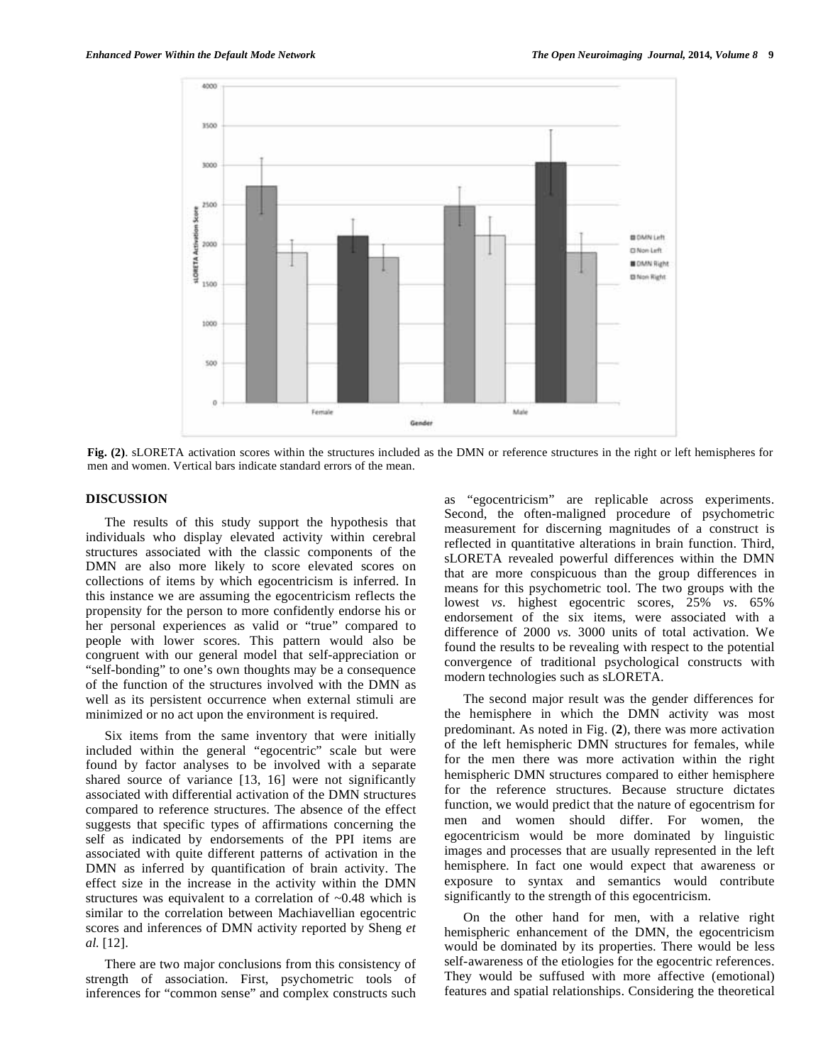4000

3500

3000

2500

2000

1500

1000

500

0

sLORETA Activation Score

Female

Male

Gender

DMN Left

Non Left

DMN Right

Non Right

**Fig. (2)**. sLORETA activation scores within the structures included as the DMN or reference structures in the right or left hemispheres for men and women. Vertical bars indicate standard errors of the mean.

## DISCUSSION

The results of this study support the hypothesis that individuals who display elevated activity within cerebral structures associated with the classic components of the DMN are also more likely to score elevated scores on collections of items by which egocentricism is inferred. In this instance we are assuming the egocentricism reflects the propensity for the person to more confidently endorse his or her personal experiences as valid or "true" compared to people with lower scores. This pattern would also be congruent with our general model that self-appreciation or "self-bonding" to one's own thoughts may be a consequence of the function of the structures involved with the DMN as well as its persistent occurrence when external stimuli are minimized or no act upon the environment is required.

Six items from the same inventory that were initially included within the general "egocentric" scale but were found by factor analyses to be involved with a separate shared source of variance [13, 16] were not significantly associated with differential activation of the DMN structures compared to reference structures. The absence of the effect suggests that specific types of affirmations concerning the self as indicated by endorsements of the PPI items are associated with quite different patterns of activation in the DMN as inferred by quantification of brain activity. The effect size in the increase in the activity within the DMN structures was equivalent to a correlation of ~0.48 which is similar to the correlation between Machiavellian egocentric scores and inferences of DMN activity reported by Sheng *et al.* [12].

There are two major conclusions from this consistency of strength of association. First, psychometric tools of inferences for "common sense" and complex constructs such as "egocentricism" are replicable across experiments. Second, the often-maligned procedure of psychometric measurement for discerning magnitudes of a construct is reflected in quantitative alterations in brain function. Third, sLORETA revealed powerful differences within the DMN that are more conspicuous than the group differences in means for this psychometric tool. The two groups with the lowest *vs*. highest egocentric scores, 25% *vs*. 65% endorsement of the six items, were associated with a difference of 2000 *vs.* 3000 units of total activation. We found the results to be revealing with respect to the potential convergence of traditional psychological constructs with modern technologies such as sLORETA.

The second major result was the gender differences for the hemisphere in which the DMN activity was most predominant. As noted in Fig. (**2**), there was more activation of the left hemispheric DMN structures for females, while for the men there was more activation within the right hemispheric DMN structures compared to either hemisphere for the reference structures. Because structure dictates function, we would predict that the nature of egocentrism for men and women should differ. For women, the egocentricism would be more dominated by linguistic images and processes that are usually represented in the left hemisphere. In fact one would expect that awareness or exposure to syntax and semantics would contribute significantly to the strength of this egocentricism.

On the other hand for men, with a relative right hemispheric enhancement of the DMN, the egocentricism would be dominated by its properties. There would be less self-awareness of the etiologies for the egocentric references. They would be suffused with more affective (emotional) features and spatial relationships. Considering the theoretical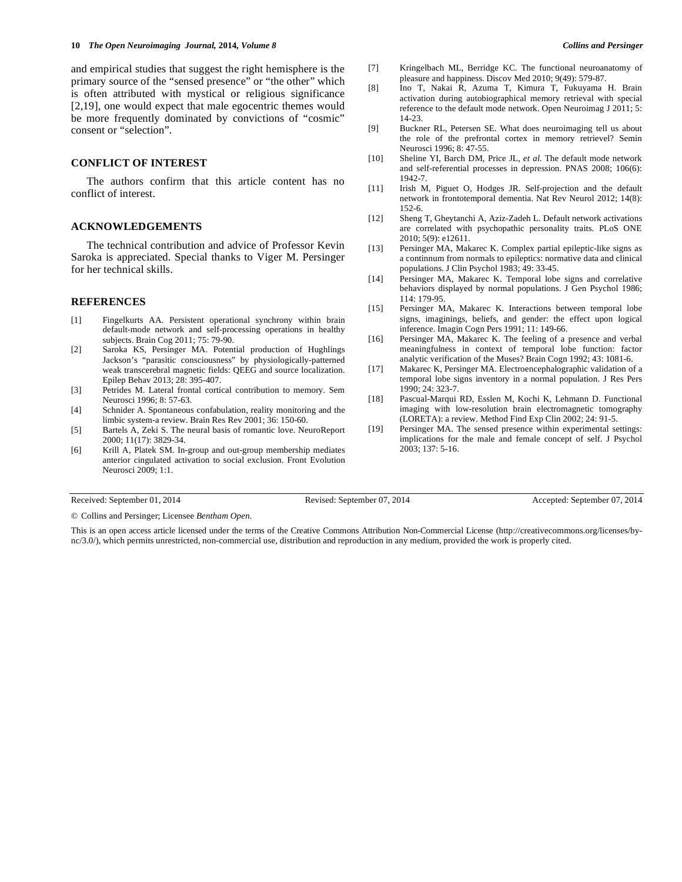and empirical studies that suggest the right hemisphere is the primary source of the "sensed presence" or "the other" which is often attributed with mystical or religious significance [2,19], one would expect that male egocentric themes would be more frequently dominated by convictions of "cosmic" consent or "selection".

## CONFLICT OF INTEREST

The authors confirm that this article content has no conflict of interest.

## ACKNOWLEDGEMENTS

The technical contribution and advice of Professor Kevin Saroka is appreciated. Special thanks to Viger M. Persinger for her technical skills.

## REFERENCES

[1] Fingelkurts AA. Persistent operational synchrony within brain default-mode network and self-processing operations in healthy subjects. Brain Cog 2011; 75: 79-90.

[2] Saroka KS, Persinger MA. Potential production of Hughlings Jackson's "parasitic consciousness" by physiologically-patterned weak transcerebral magnetic fields: QEEG and source localization. Epilep Behav 2013; 28: 395-407.

[3] Petrides M. Lateral frontal cortical contribution to memory. Sem Neurosci 1996; 8: 57-63.

[4] Schnider A. Spontaneous confabulation, reality monitoring and the limbic system-a review. Brain Res Rev 2001; 36: 150-60.

[5] Bartels A, Zeki S. The neural basis of romantic love. NeuroReport 2000; 11(17): 3829-34.

[6] Krill A, Platek SM. In-group and out-group membership mediates anterior cingulated activation to social exclusion. Front Evolution Neurosci 2009; 1:1.

[7] Kringelbach ML, Berridge KC. The functional neuroanatomy of pleasure and happiness. Discov Med 2010; 9(49): 579-87.

[8] Ino T, Nakai R, Azuma T, Kimura T, Fukuyama H. Brain activation during autobiographical memory retrieval with special reference to the default mode network. Open Neuroimag J 2011; 5: 14-23.

[9] Buckner RL, Petersen SE. What does neuroimaging tell us about the role of the prefrontal cortex in memory retrievel? Semin Neurosci 1996; 8: 47-55.

[10] Sheline YI, Barch DM, Price JL, *et al.* The default mode network and self-referential processes in depression. PNAS 2008; 106(6): 1942-7.

[11] Irish M, Piguet O, Hodges JR. Self-projection and the default network in frontotemporal dementia. Nat Rev Neurol 2012; 14(8): 152-6.

[12] Sheng T, Gheytanchi A, Aziz-Zadeh L. Default network activations are correlated with psychopathic personality traits. PLoS ONE 2010; 5(9): e12611.

[13] Persinger MA, Makarec K. Complex partial epileptic-like signs as a continnum from normals to epileptics: normative data and clinical populations. J Clin Psychol 1983; 49: 33-45.

[14] Persinger MA, Makarec K. Temporal lobe signs and correlative behaviors displayed by normal populations. J Gen Psychol 1986; 114: 179-95.

[15] Persinger MA, Makarec K. Interactions between temporal lobe signs, imaginings, beliefs, and gender: the effect upon logical inference. Imagin Cogn Pers 1991; 11: 149-66.

[16] Persinger MA, Makarec K. The feeling of a presence and verbal meaningfulness in context of temporal lobe function: factor analytic verification of the Muses? Brain Cogn 1992; 43: 1081-6.

[17] Makarec K, Persinger MA. Electroencephalographic validation of a temporal lobe signs inventory in a normal population. J Res Pers 1990; 24: 323-7.

[18] Pascual-Marqui RD, Esslen M, Kochi K, Lehmann D. Functional imaging with low-resolution brain electromagnetic tomography (LORETA): a review. Method Find Exp Clin 2002; 24: 91-5.

[19] Persinger MA. The sensed presence within experimental settings: implications for the male and female concept of self. J Psychol 2003; 137: 5-16.

Received: September 01, 2014 Revised: September 07, 2014 Accepted: September 07, 2014

© Collins and Persinger; Licensee *Bentham Open*.

This is an open access article licensed under the terms of the Creative Commons Attribution Non-Commercial License (http://creativecommons.org/licenses/by-nc/3.0/), which permits unrestricted, non-commercial use, distribution and reproduction in any medium, provided the work is properly cited.